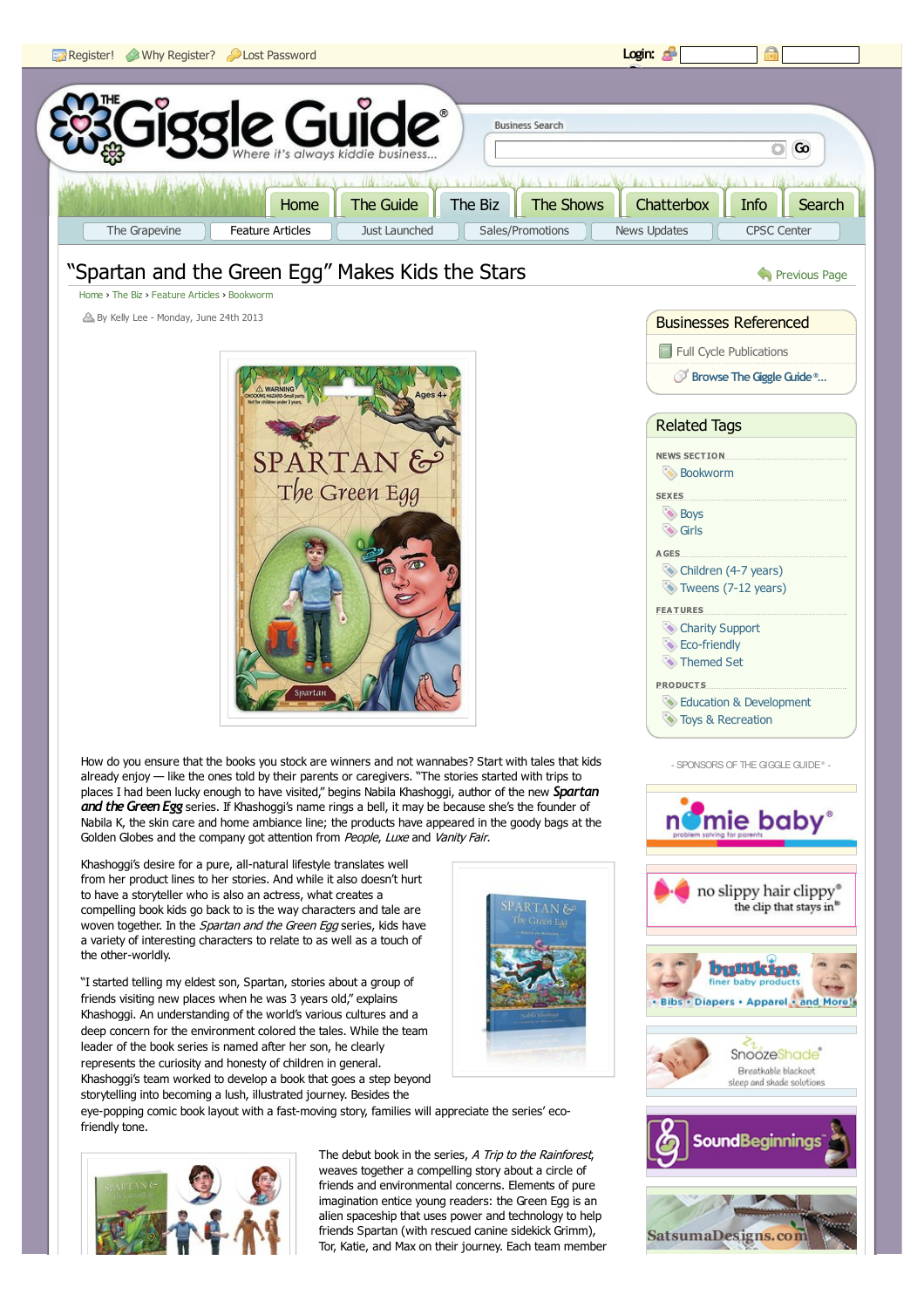Register! Why Register? Lost Password Login:

The Giggle Guide® — Where it's always kiddie business...

Business Search

Go

Home | The Guide | The Biz | The Shows | Chatterbox | Info | Search

The Grapevine | Feature Articles | Just Launched | Sales/Promotions | News Updates | CPSC Center

# "Spartan and the Green Egg" Makes Kids the Stars

Previous Page

Home › The Biz › Feature Articles › Bookworm

By Kelly Lee - Monday, June 24th 2013

How do you ensure that the books you stock are winners and not wannabes? Start with tales that kids already enjoy — like the ones told by their parents or caregivers. "The stories started with trips to places I had been lucky enough to have visited," begins Nabila Khashoggi, author of the new ***Spartan and the Green Egg*** series. If Khashoggi's name rings a bell, it may be because she's the founder of Nabila K, the skin care and home ambiance line; the products have appeared in the goody bags at the Golden Globes and the company got attention from *People*, *Luxe* and *Vanity Fair*.

Khashoggi's desire for a pure, all-natural lifestyle translates well from her product lines to her stories. And while it also doesn't hurt to have a storyteller who is also an actress, what creates a compelling book kids go back to is the way characters and tale are woven together. In the *Spartan and the Green Egg* series, kids have a variety of interesting characters to relate to as well as a touch of the other-worldly.

"I started telling my eldest son, Spartan, stories about a group of friends visiting new places when he was 3 years old," explains Khashoggi. An understanding of the world's various cultures and a deep concern for the environment colored the tales. While the team leader of the book series is named after her son, he clearly represents the curiosity and honesty of children in general. Khashoggi's team worked to develop a book that goes a step beyond storytelling into becoming a lush, illustrated journey. Besides the eye-popping comic book layout with a fast-moving story, families will appreciate the series' eco-friendly tone.

The debut book in the series, *A Trip to the Rainforest*, weaves together a compelling story about a circle of friends and environmental concerns. Elements of pure imagination entice young readers: the Green Egg is an alien spaceship that uses power and technology to help friends Spartan (with rescued canine sidekick Grimm), Tor, Katie, and Max on their journey. Each team member

## Businesses Referenced

- Full Cycle Publications
- Browse The Giggle Guide®...

## Related Tags

**NEWS SECTION**
- Bookworm

**SEXES**
- Boys
- Girls

**AGES**
- Children (4-7 years)
- Tweens (7-12 years)

**FEATURES**
- Charity Support
- Eco-friendly
- Themed Set

**PRODUCTS**
- Education & Development
- Toys & Recreation

- SPONSORS OF THE GIGGLE GUIDE® -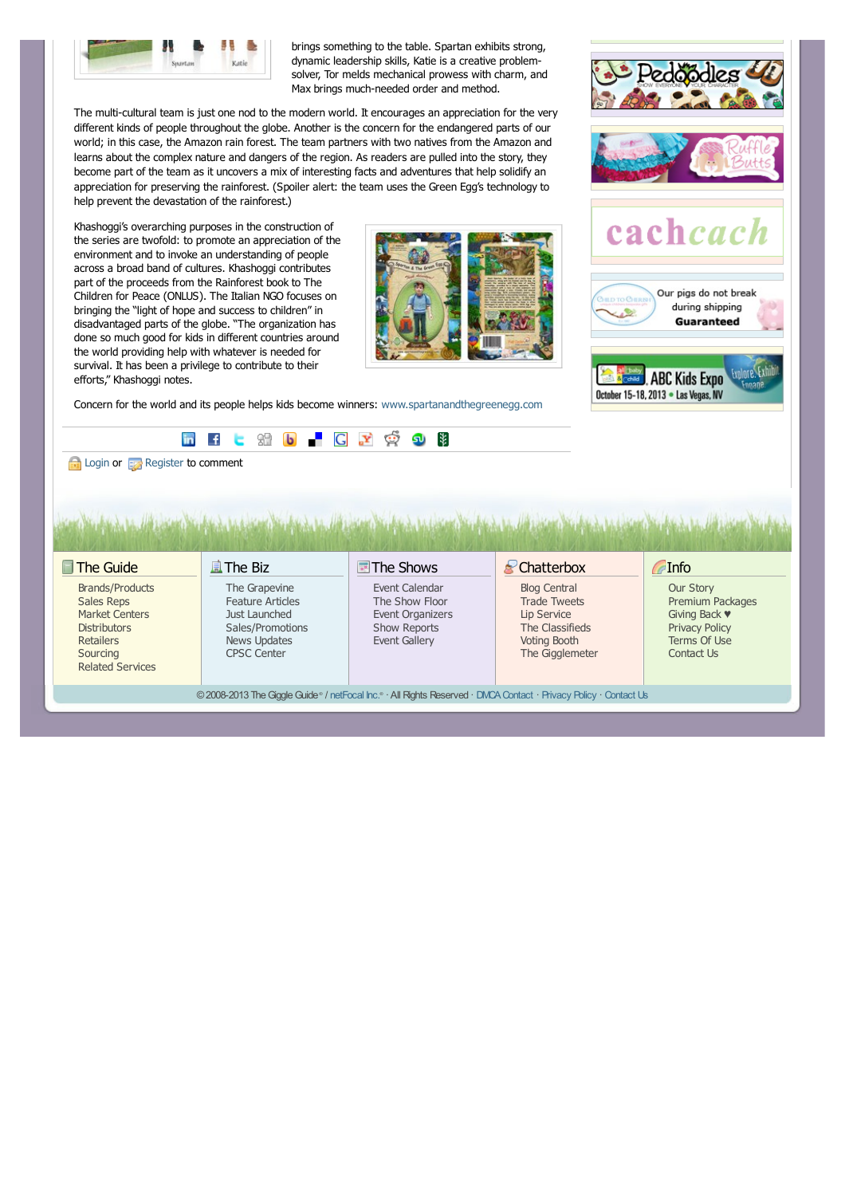brings something to the table. Spartan exhibits strong, dynamic leadership skills, Katie is a creative problem-solver, Tor melds mechanical prowess with charm, and Max brings much-needed order and method.

The multi-cultural team is just one nod to the modern world. It encourages an appreciation for the very different kinds of people throughout the globe. Another is the concern for the endangered parts of our world; in this case, the Amazon rain forest. The team partners with two natives from the Amazon and learns about the complex nature and dangers of the region. As readers are pulled into the story, they become part of the team as it uncovers a mix of interesting facts and adventures that help solidify an appreciation for preserving the rainforest. (Spoiler alert: the team uses the Green Egg's technology to help prevent the devastation of the rainforest.)

Khashoggi's overarching purposes in the construction of the series are twofold: to promote an appreciation of the environment and to invoke an understanding of people across a broad band of cultures. Khashoggi contributes part of the proceeds from the Rainforest book to The Children for Peace (ONLUS). The Italian NGO focuses on bringing the "light of hope and success to children" in disadvantaged parts of the globe. "The organization has done so much good for kids in different countries around the world providing help with whatever is needed for survival. It has been a privilege to contribute to their efforts," Khashoggi notes.

Concern for the world and its people helps kids become winners: www.spartanandthegreenegg.com

Login or Register to comment

**The Guide**
- Brands/Products
- Sales Reps
- Market Centers
- Distributors
- Retailers
- Sourcing
- Related Services

**The Biz**
- The Grapevine
- Feature Articles
- Just Launched
- Sales/Promotions
- News Updates
- CPSC Center

**The Shows**
- Event Calendar
- The Show Floor
- Event Organizers
- Show Reports
- Event Gallery

**Chatterbox**
- Blog Central
- Trade Tweets
- Lip Service
- The Classifieds
- Voting Booth
- The Gigglemeter

**Info**
- Our Story
- Premium Packages
- Giving Back ♥
- Privacy Policy
- Terms Of Use
- Contact Us

© 2008-2013 The Giggle Guide® / netFocal Inc.® · All Rights Reserved · DMCA Contact · Privacy Policy · Contact Us